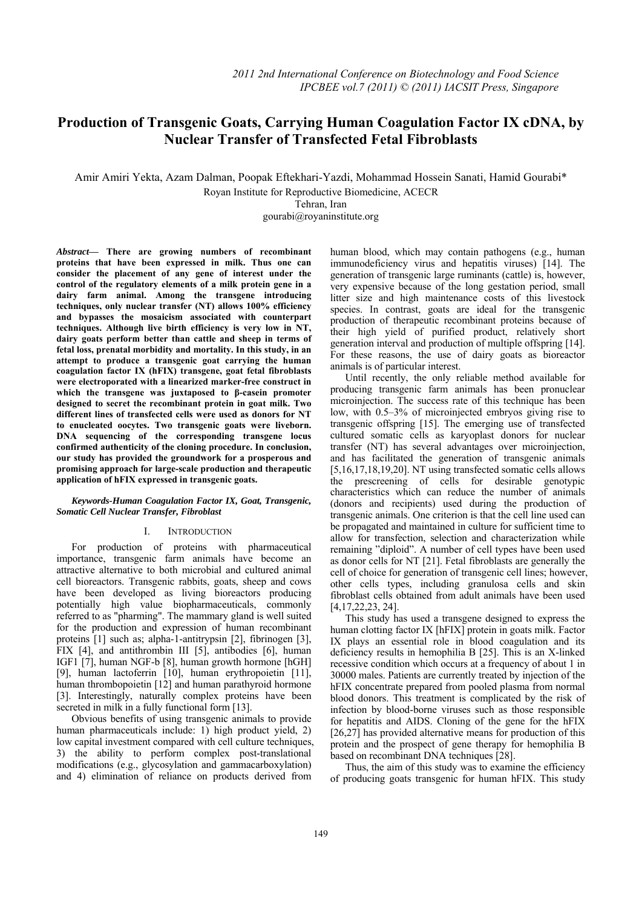# Production of Transgenic Goats, Carrying Human Coagulation Factor IX cDNA, by Nuclear Transfer of Transfected Fetal Fibroblasts

Amir Amiri Yekta, Azam Dalman, Poopak Eftekhari-Yazdi, Mohammad Hossein Sanati, Hamid Gourabi*

Royan Institute for Reproductive Biomedicine, ACECR

Tehran, Iran

gourabi@royaninstitute.org

***Abstract*— There are growing numbers of recombinant proteins that have been expressed in milk. Thus one can consider the placement of any gene of interest under the control of the regulatory elements of a milk protein gene in a dairy farm animal. Among the transgene introducing techniques, only nuclear transfer (NT) allows 100% efficiency and bypasses the mosaicism associated with counterpart techniques. Although live birth efficiency is very low in NT, dairy goats perform better than cattle and sheep in terms of fetal loss, prenatal morbidity and mortality. In this study, in an attempt to produce a transgenic goat carrying the human coagulation factor IX (hFIX) transgene, goat fetal fibroblasts were electroporated with a linearized marker-free construct in which the transgene was juxtaposed to β-casein promoter designed to secret the recombinant protein in goat milk. Two different lines of transfected cells were used as donors for NT to enucleated oocytes. Two transgenic goats were liveborn. DNA sequencing of the corresponding transgene locus confirmed authenticity of the cloning procedure. In conclusion, our study has provided the groundwork for a prosperous and promising approach for large-scale production and therapeutic application of hFIX expressed in transgenic goats.**

***Keywords-Human Coagulation Factor IX, Goat, Transgenic, Somatic Cell Nuclear Transfer, Fibroblast***

## I. Introduction

For production of proteins with pharmaceutical importance, transgenic farm animals have become an attractive alternative to both microbial and cultured animal cell bioreactors. Transgenic rabbits, goats, sheep and cows have been developed as living bioreactors producing potentially high value biopharmaceuticals, commonly referred to as "pharming". The mammary gland is well suited for the production and expression of human recombinant proteins [1] such as; alpha-1-antitrypsin [2], fibrinogen [3], FIX [4], and antithrombin III [5], antibodies [6], human IGF1 [7], human NGF-b [8], human growth hormone [hGH] [9], human lactoferrin [10], human erythropoietin [11], human thrombopoietin [12] and human parathyroid hormone [3]. Interestingly, naturally complex proteins have been secreted in milk in a fully functional form [13].

Obvious benefits of using transgenic animals to provide human pharmaceuticals include: 1) high product yield, 2) low capital investment compared with cell culture techniques, 3) the ability to perform complex post-translational modifications (e.g., glycosylation and gammacarboxylation) and 4) elimination of reliance on products derived from human blood, which may contain pathogens (e.g., human immunodeficiency virus and hepatitis viruses) [14]. The generation of transgenic large ruminants (cattle) is, however, very expensive because of the long gestation period, small litter size and high maintenance costs of this livestock species. In contrast, goats are ideal for the transgenic production of therapeutic recombinant proteins because of their high yield of purified product, relatively short generation interval and production of multiple offspring [14]. For these reasons, the use of dairy goats as bioreactor animals is of particular interest.

Until recently, the only reliable method available for producing transgenic farm animals has been pronuclear microinjection. The success rate of this technique has been low, with 0.5–3% of microinjected embryos giving rise to transgenic offspring [15]. The emerging use of transfected cultured somatic cells as karyoplast donors for nuclear transfer (NT) has several advantages over microinjection, and has facilitated the generation of transgenic animals [5,16,17,18,19,20]. NT using transfected somatic cells allows the prescreening of cells for desirable genotypic characteristics which can reduce the number of animals (donors and recipients) used during the production of transgenic animals. One criterion is that the cell line used can be propagated and maintained in culture for sufficient time to allow for transfection, selection and characterization while remaining "diploid". A number of cell types have been used as donor cells for NT [21]. Fetal fibroblasts are generally the cell of choice for generation of transgenic cell lines; however, other cells types, including granulosa cells and skin fibroblast cells obtained from adult animals have been used [4,17,22,23, 24].

This study has used a transgene designed to express the human clotting factor IX [hFIX] protein in goats milk. Factor IX plays an essential role in blood coagulation and its deficiency results in hemophilia B [25]. This is an X-linked recessive condition which occurs at a frequency of about 1 in 30000 males. Patients are currently treated by injection of the hFIX concentrate prepared from pooled plasma from normal blood donors. This treatment is complicated by the risk of infection by blood-borne viruses such as those responsible for hepatitis and AIDS. Cloning of the gene for the hFIX [26,27] has provided alternative means for production of this protein and the prospect of gene therapy for hemophilia B based on recombinant DNA techniques [28].

Thus, the aim of this study was to examine the efficiency of producing goats transgenic for human hFIX. This study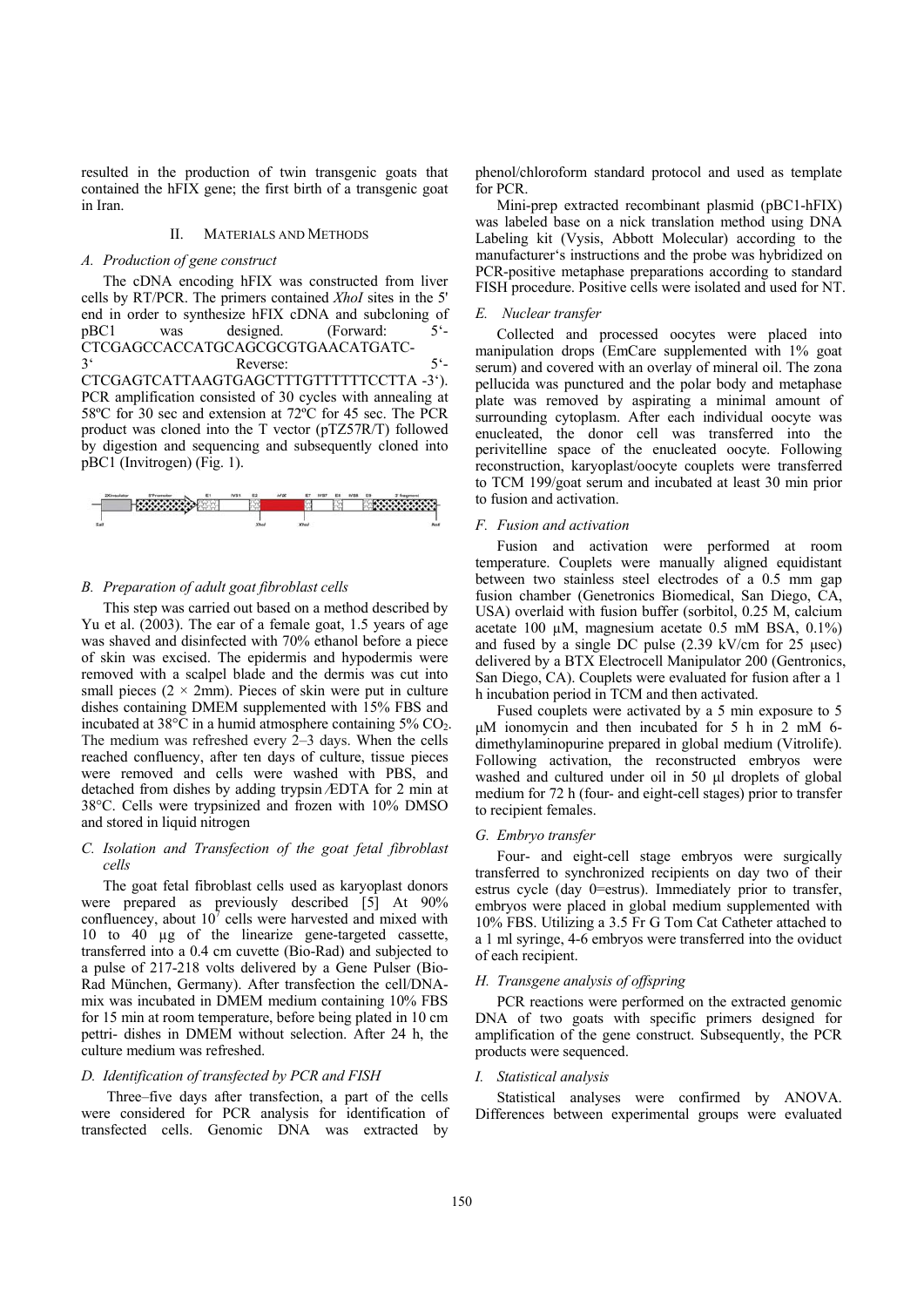resulted in the production of twin transgenic goats that contained the hFIX gene; the first birth of a transgenic goat in Iran.

## II. Materials and Methods

### *A. Production of gene construct*

The cDNA encoding hFIX was constructed from liver cells by RT/PCR. The primers contained *XhoI* sites in the 5' end in order to synthesize hFIX cDNA and subcloning of pBC1 was designed. (Forward: 5'-CTCGAGCCACCATGCAGCGCGTGAACATGATC-3' Reverse: 5'-CTCGAGTCATTAAGTGAGCTTTGTTTTTTCCTTA -3'). PCR amplification consisted of 30 cycles with annealing at 58ºC for 30 sec and extension at 72ºC for 45 sec. The PCR product was cloned into the T vector (pTZ57R/T) followed by digestion and sequencing and subsequently cloned into pBC1 (Invitrogen) (Fig. 1).

### *B. Preparation of adult goat fibroblast cells*

This step was carried out based on a method described by Yu et al. (2003). The ear of a female goat, 1.5 years of age was shaved and disinfected with 70% ethanol before a piece of skin was excised. The epidermis and hypodermis were removed with a scalpel blade and the dermis was cut into small pieces (2 × 2mm). Pieces of skin were put in culture dishes containing DMEM supplemented with 15% FBS and incubated at 38°C in a humid atmosphere containing 5% $CO_2$. The medium was refreshed every 2–3 days. When the cells reached confluency, after ten days of culture, tissue pieces were removed and cells were washed with PBS, and detached from dishes by adding trypsin ⁄EDTA for 2 min at 38°C. Cells were trypsinized and frozen with 10% DMSO and stored in liquid nitrogen

### *C. Isolation and Transfection of the goat fetal fibroblast cells*

The goat fetal fibroblast cells used as karyoplast donors were prepared as previously described [5] At 90% confluencey, about $10^7$ cells were harvested and mixed with 10 to 40 µg of the linearize gene-targeted cassette, transferred into a 0.4 cm cuvette (Bio-Rad) and subjected to a pulse of 217-218 volts delivered by a Gene Pulser (Bio-Rad München, Germany). After transfection the cell/DNA-mix was incubated in DMEM medium containing 10% FBS for 15 min at room temperature, before being plated in 10 cm pettri- dishes in DMEM without selection. After 24 h, the culture medium was refreshed.

### *D. Identification of transfected by PCR and FISH*

Three–five days after transfection, a part of the cells were considered for PCR analysis for identification of transfected cells. Genomic DNA was extracted by phenol/chloroform standard protocol and used as template for PCR.

Mini-prep extracted recombinant plasmid (pBC1-hFIX) was labeled base on a nick translation method using DNA Labeling kit (Vysis, Abbott Molecular) according to the manufacturer's instructions and the probe was hybridized on PCR-positive metaphase preparations according to standard FISH procedure. Positive cells were isolated and used for NT.

### *E. Nuclear transfer*

Collected and processed oocytes were placed into manipulation drops (EmCare supplemented with 1% goat serum) and covered with an overlay of mineral oil. The zona pellucida was punctured and the polar body and metaphase plate was removed by aspirating a minimal amount of surrounding cytoplasm. After each individual oocyte was enucleated, the donor cell was transferred into the perivitelline space of the enucleated oocyte. Following reconstruction, karyoplast/oocyte couplets were transferred to TCM 199/goat serum and incubated at least 30 min prior to fusion and activation.

### *F. Fusion and activation*

Fusion and activation were performed at room temperature. Couplets were manually aligned equidistant between two stainless steel electrodes of a 0.5 mm gap fusion chamber (Genetronics Biomedical, San Diego, CA, USA) overlaid with fusion buffer (sorbitol, 0.25 M, calcium acetate 100 µM, magnesium acetate 0.5 mM BSA, 0.1%) and fused by a single DC pulse (2.39 kV/cm for 25 µsec) delivered by a BTX Electrocell Manipulator 200 (Gentronics, San Diego, CA). Couplets were evaluated for fusion after a 1 h incubation period in TCM and then activated.

Fused couplets were activated by a 5 min exposure to 5 µM ionomycin and then incubated for 5 h in 2 mM 6-dimethylaminopurine prepared in global medium (Vitrolife). Following activation, the reconstructed embryos were washed and cultured under oil in 50 µl droplets of global medium for 72 h (four- and eight-cell stages) prior to transfer to recipient females.

### *G. Embryo transfer*

Four- and eight-cell stage embryos were surgically transferred to synchronized recipients on day two of their estrus cycle (day 0=estrus). Immediately prior to transfer, embryos were placed in global medium supplemented with 10% FBS. Utilizing a 3.5 Fr G Tom Cat Catheter attached to a 1 ml syringe, 4-6 embryos were transferred into the oviduct of each recipient.

### *H. Transgene analysis of offspring*

PCR reactions were performed on the extracted genomic DNA of two goats with specific primers designed for amplification of the gene construct. Subsequently, the PCR products were sequenced.

### *I. Statistical analysis*

Statistical analyses were confirmed by ANOVA. Differences between experimental groups were evaluated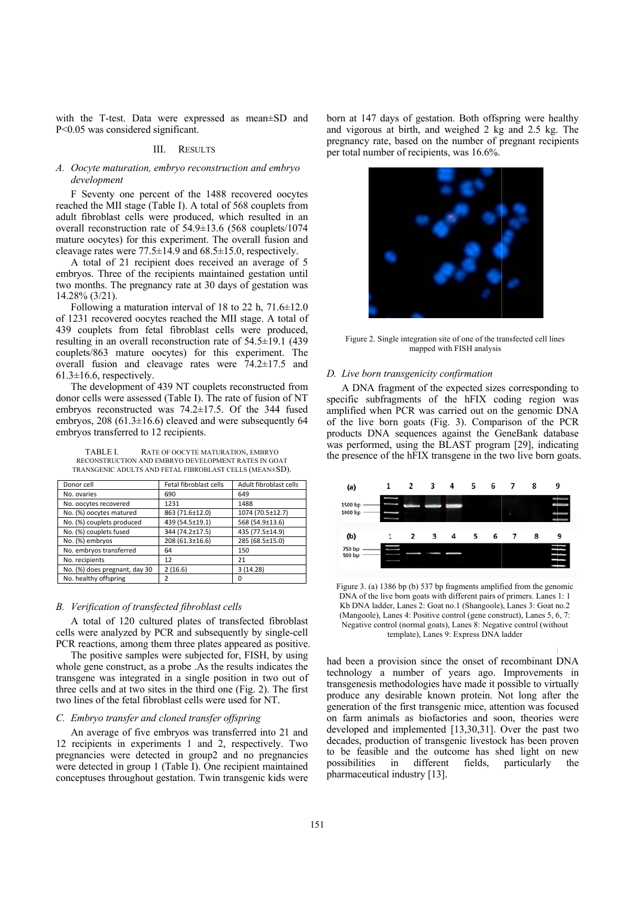with the T-test. Data were expressed as mean±SD and P<0.05 was considered significant.

## III. Results

### A. Oocyte maturation, embryo reconstruction and embryo development

F Seventy one percent of the 1488 recovered oocytes reached the MII stage (Table I). A total of 568 couplets from adult fibroblast cells were produced, which resulted in an overall reconstruction rate of 54.9±13.6 (568 couplets/1074 mature oocytes) for this experiment. The overall fusion and cleavage rates were 77.5±14.9 and 68.5±15.0, respectively.

A total of 21 recipient does received an average of 5 embryos. Three of the recipients maintained gestation until two months. The pregnancy rate at 30 days of gestation was 14.28% (3/21).

Following a maturation interval of 18 to 22 h, 71.6±12.0 of 1231 recovered oocytes reached the MII stage. A total of 439 couplets from fetal fibroblast cells were produced, resulting in an overall reconstruction rate of 54.5±19.1 (439 couplets/863 mature oocytes) for this experiment. The overall fusion and cleavage rates were 74.2±17.5 and 61.3±16.6, respectively.

The development of 439 NT couplets reconstructed from donor cells were assessed (Table I). The rate of fusion of NT embryos reconstructed was 74.2±17.5. Of the 344 fused embryos, 208 (61.3±16.6) cleaved and were subsequently 64 embryos transferred to 12 recipients.

TABLE I. Rate of oocyte maturation, embryo reconstruction and embryo development rates in goat transgenic adults and fetal fibroblast cells (mean±SD).

| Donor cell | Fetal fibroblast cells | Adult fibroblast cells |
|---|---|---|
| No. ovaries | 690 | 649 |
| No. oocytes recovered | 1231 | 1488 |
| No. (%) oocytes matured | 863 (71.6±12.0) | 1074 (70.5±12.7) |
| No. (%) couplets produced | 439 (54.5±19.1) | 568 (54.9±13.6) |
| No. (%) couplets fused | 344 (74.2±17.5) | 435 (77.5±14.9) |
| No. (%) embryos | 208 (61.3±16.6) | 285 (68.5±15.0) |
| No. embryos transferred | 64 | 150 |
| No. recipients | 12 | 21 |
| No. (%) does pregnant, day 30 | 2 (16.6) | 3 (14.28) |
| No. healthy offspring | 2 | 0 |

### B. Verification of transfected fibroblast cells

A total of 120 cultured plates of transfected fibroblast cells were analyzed by PCR and subsequently by single-cell PCR reactions, among them three plates appeared as positive.

The positive samples were subjected for, FISH, by using whole gene construct, as a probe .As the results indicates the transgene was integrated in a single position in two out of three cells and at two sites in the third one (Fig. 2). The first two lines of the fetal fibroblast cells were used for NT.

### C. Embryo transfer and cloned transfer offspring

An average of five embryos was transferred into 21 and 12 recipients in experiments 1 and 2, respectively. Two pregnancies were detected in group2 and no pregnancies were detected in group 1 (Table I). One recipient maintained conceptuses throughout gestation. Twin transgenic kids were born at 147 days of gestation. Both offspring were healthy and vigorous at birth, and weighed 2 kg and 2.5 kg. The pregnancy rate, based on the number of pregnant recipients per total number of recipients, was 16.6%.

Figure 2. Single integration site of one of the transfected cell lines mapped with FISH analysis

### D. Live born transgenicity confirmation

A DNA fragment of the expected sizes corresponding to specific subfragments of the hFIX coding region was amplified when PCR was carried out on the genomic DNA of the live born goats (Fig. 3). Comparison of the PCR products DNA sequences against the GeneBank database was performed, using the BLAST program [29], indicating the presence of the hFIX transgene in the two live born goats.

Figure 3. (a) 1386 bp (b) 537 bp fragments amplified from the genomic DNA of the live born goats with different pairs of primers. Lanes 1: 1 Kb DNA ladder, Lanes 2: Goat no.1 (Shangoole), Lanes 3: Goat no.2 (Mangoole), Lanes 4: Positive control (gene construct), Lanes 5, 6, 7: Negative control (normal goats), Lanes 8: Negative control (without template), Lanes 9: Express DNA ladder

had been a provision since the onset of recombinant DNA technology a number of years ago. Improvements in transgenesis methodologies have made it possible to virtually produce any desirable known protein. Not long after the generation of the first transgenic mice, attention was focused on farm animals as biofactories and soon, theories were developed and implemented [13,30,31]. Over the past two decades, production of transgenic livestock has been proven to be feasible and the outcome has shed light on new possibilities in different fields, particularly the pharmaceutical industry [13].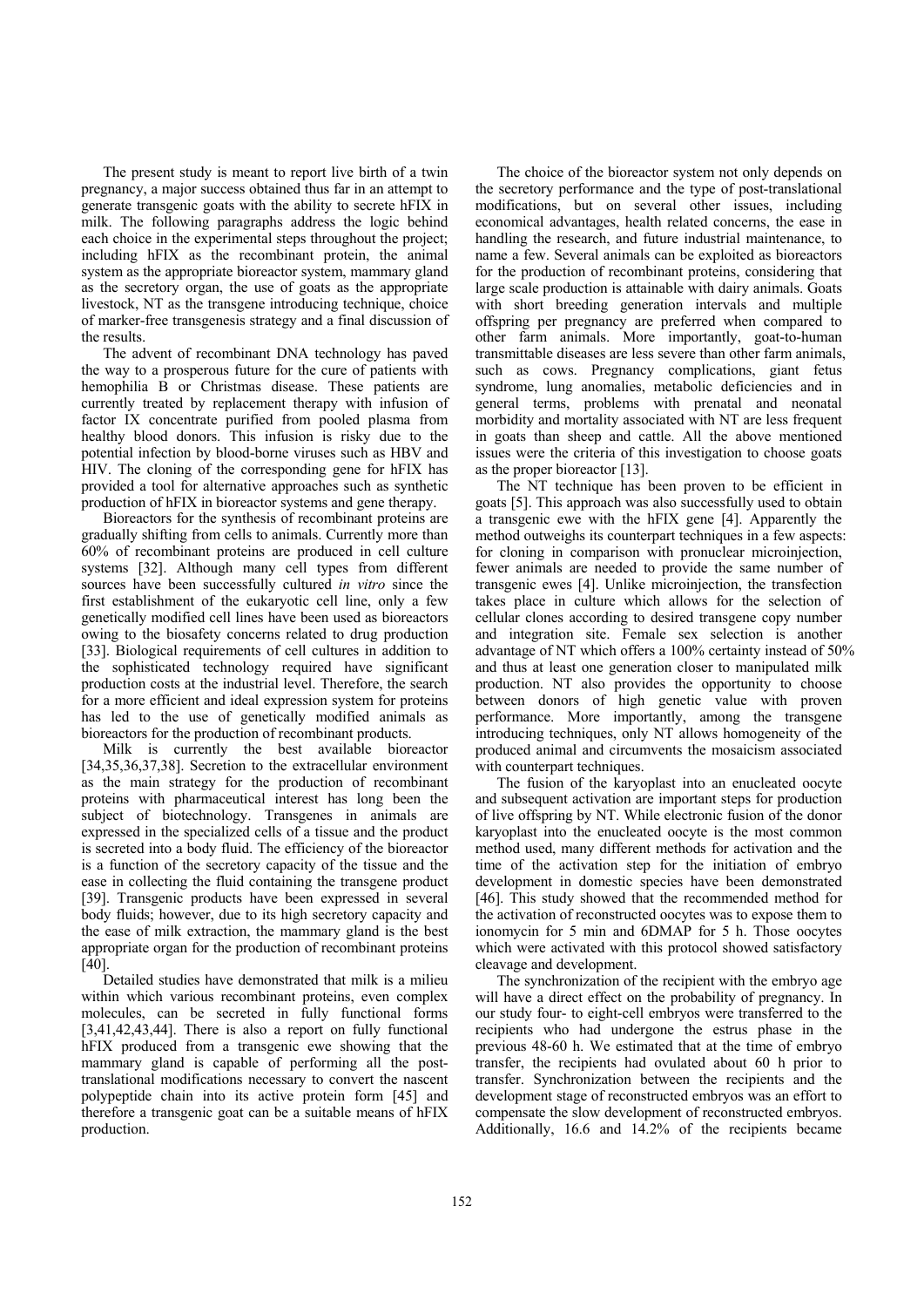The present study is meant to report live birth of a twin pregnancy, a major success obtained thus far in an attempt to generate transgenic goats with the ability to secrete hFIX in milk. The following paragraphs address the logic behind each choice in the experimental steps throughout the project; including hFIX as the recombinant protein, the animal system as the appropriate bioreactor system, mammary gland as the secretory organ, the use of goats as the appropriate livestock, NT as the transgene introducing technique, choice of marker-free transgenesis strategy and a final discussion of the results.

The advent of recombinant DNA technology has paved the way to a prosperous future for the cure of patients with hemophilia B or Christmas disease. These patients are currently treated by replacement therapy with infusion of factor IX concentrate purified from pooled plasma from healthy blood donors. This infusion is risky due to the potential infection by blood-borne viruses such as HBV and HIV. The cloning of the corresponding gene for hFIX has provided a tool for alternative approaches such as synthetic production of hFIX in bioreactor systems and gene therapy.

Bioreactors for the synthesis of recombinant proteins are gradually shifting from cells to animals. Currently more than 60% of recombinant proteins are produced in cell culture systems [32]. Although many cell types from different sources have been successfully cultured *in vitro* since the first establishment of the eukaryotic cell line, only a few genetically modified cell lines have been used as bioreactors owing to the biosafety concerns related to drug production [33]. Biological requirements of cell cultures in addition to the sophisticated technology required have significant production costs at the industrial level. Therefore, the search for a more efficient and ideal expression system for proteins has led to the use of genetically modified animals as bioreactors for the production of recombinant products.

Milk is currently the best available bioreactor [34,35,36,37,38]. Secretion to the extracellular environment as the main strategy for the production of recombinant proteins with pharmaceutical interest has long been the subject of biotechnology. Transgenes in animals are expressed in the specialized cells of a tissue and the product is secreted into a body fluid. The efficiency of the bioreactor is a function of the secretory capacity of the tissue and the ease in collecting the fluid containing the transgene product [39]. Transgenic products have been expressed in several body fluids; however, due to its high secretory capacity and the ease of milk extraction, the mammary gland is the best appropriate organ for the production of recombinant proteins [40].

Detailed studies have demonstrated that milk is a milieu within which various recombinant proteins, even complex molecules, can be secreted in fully functional forms [3,41,42,43,44]. There is also a report on fully functional hFIX produced from a transgenic ewe showing that the mammary gland is capable of performing all the post-translational modifications necessary to convert the nascent polypeptide chain into its active protein form [45] and therefore a transgenic goat can be a suitable means of hFIX production.

The choice of the bioreactor system not only depends on the secretory performance and the type of post-translational modifications, but on several other issues, including economical advantages, health related concerns, the ease in handling the research, and future industrial maintenance, to name a few. Several animals can be exploited as bioreactors for the production of recombinant proteins, considering that large scale production is attainable with dairy animals. Goats with short breeding generation intervals and multiple offspring per pregnancy are preferred when compared to other farm animals. More importantly, goat-to-human transmittable diseases are less severe than other farm animals, such as cows. Pregnancy complications, giant fetus syndrome, lung anomalies, metabolic deficiencies and in general terms, problems with prenatal and neonatal morbidity and mortality associated with NT are less frequent in goats than sheep and cattle. All the above mentioned issues were the criteria of this investigation to choose goats as the proper bioreactor [13].

The NT technique has been proven to be efficient in goats [5]. This approach was also successfully used to obtain a transgenic ewe with the hFIX gene [4]. Apparently the method outweighs its counterpart techniques in a few aspects: for cloning in comparison with pronuclear microinjection, fewer animals are needed to provide the same number of transgenic ewes [4]. Unlike microinjection, the transfection takes place in culture which allows for the selection of cellular clones according to desired transgene copy number and integration site. Female sex selection is another advantage of NT which offers a 100% certainty instead of 50% and thus at least one generation closer to manipulated milk production. NT also provides the opportunity to choose between donors of high genetic value with proven performance. More importantly, among the transgene introducing techniques, only NT allows homogeneity of the produced animal and circumvents the mosaicism associated with counterpart techniques.

The fusion of the karyoplast into an enucleated oocyte and subsequent activation are important steps for production of live offspring by NT. While electronic fusion of the donor karyoplast into the enucleated oocyte is the most common method used, many different methods for activation and the time of the activation step for the initiation of embryo development in domestic species have been demonstrated [46]. This study showed that the recommended method for the activation of reconstructed oocytes was to expose them to ionomycin for 5 min and 6DMAP for 5 h. Those oocytes which were activated with this protocol showed satisfactory cleavage and development.

The synchronization of the recipient with the embryo age will have a direct effect on the probability of pregnancy. In our study four- to eight-cell embryos were transferred to the recipients who had undergone the estrus phase in the previous 48-60 h. We estimated that at the time of embryo transfer, the recipients had ovulated about 60 h prior to transfer. Synchronization between the recipients and the development stage of reconstructed embryos was an effort to compensate the slow development of reconstructed embryos. Additionally, 16.6 and 14.2% of the recipients became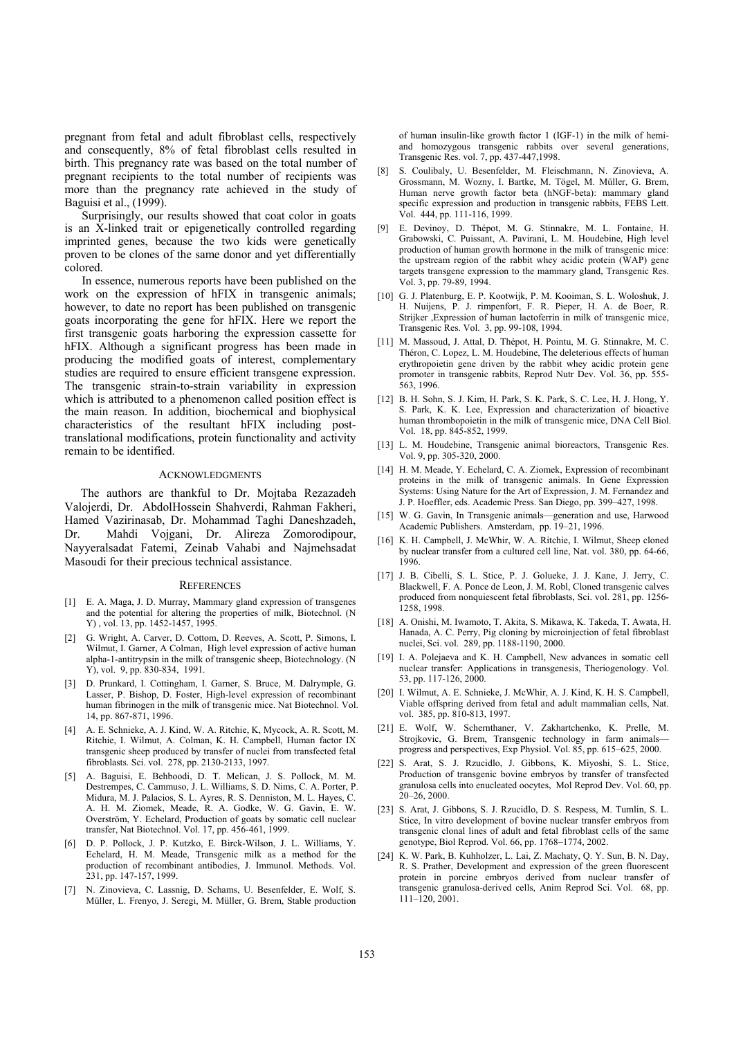pregnant from fetal and adult fibroblast cells, respectively and consequently, 8% of fetal fibroblast cells resulted in birth. This pregnancy rate was based on the total number of pregnant recipients to the total number of recipients was more than the pregnancy rate achieved in the study of Baguisi et al., (1999).

Surprisingly, our results showed that coat color in goats is an X-linked trait or epigenetically controlled regarding imprinted genes, because the two kids were genetically proven to be clones of the same donor and yet differentially colored.

In essence, numerous reports have been published on the work on the expression of hFIX in transgenic animals; however, to date no report has been published on transgenic goats incorporating the gene for hFIX. Here we report the first transgenic goats harboring the expression cassette for hFIX. Although a significant progress has been made in producing the modified goats of interest, complementary studies are required to ensure efficient transgene expression. The transgenic strain-to-strain variability in expression which is attributed to a phenomenon called position effect is the main reason. In addition, biochemical and biophysical characteristics of the resultant hFIX including post-translational modifications, protein functionality and activity remain to be identified.

## Acknowledgments

The authors are thankful to Dr. Mojtaba Rezazadeh Valojerdi, Dr. AbdolHossein Shahverdi, Rahman Fakheri, Hamed Vazirinasab, Dr. Mohammad Taghi Daneshzadeh, Dr. Mahdi Vojgani, Dr. Alireza Zomorodipour, Nayyeralsadat Fatemi, Zeinab Vahabi and Najmehsadat Masoudi for their precious technical assistance.

## References

[1] E. A. Maga, J. D. Murray, Mammary gland expression of transgenes and the potential for altering the properties of milk, Biotechnol. (N Y) , vol. 13, pp. 1452-1457, 1995.

[2] G. Wright, A. Carver, D. Cottom, D. Reeves, A. Scott, P. Simons, I. Wilmut, I. Garner, A Colman, High level expression of active human alpha-1-antitrypsin in the milk of transgenic sheep, Biotechnology. (N Y), vol. 9, pp. 830-834, 1991.

[3] D. Prunkard, I. Cottingham, I. Garner, S. Bruce, M. Dalrymple, G. Lasser, P. Bishop, D. Foster, High-level expression of recombinant human fibrinogen in the milk of transgenic mice. Nat Biotechnol. Vol. 14, pp. 867-871, 1996.

[4] A. E. Schnieke, A. J. Kind, W. A. Ritchie, K, Mycock, A. R. Scott, M. Ritchie, I. Wilmut, A. Colman, K. H. Campbell, Human factor IX transgenic sheep produced by transfer of nuclei from transfected fetal fibroblasts. Sci. vol. 278, pp. 2130-2133, 1997.

[5] A. Baguisi, E. Behboodi, D. T. Melican, J. S. Pollock, M. M. Destrempes, C. Cammuso, J. L. Williams, S. D. Nims, C. A. Porter, P. Midura, M. J. Palacios, S. L. Ayres, R. S. Denniston, M. L. Hayes, C. A. H. M. Ziomek, Meade, R. A. Godke, W. G. Gavin, E. W. Overström, Y. Echelard, Production of goats by somatic cell nuclear transfer, Nat Biotechnol. Vol. 17, pp. 456-461, 1999.

[6] D. P. Pollock, J. P. Kutzko, E. Birck-Wilson, J. L. Williams, Y. Echelard, H. M. Meade, Transgenic milk as a method for the production of recombinant antibodies, J. Immunol. Methods. Vol. 231, pp. 147-157, 1999.

[7] N. Zinovieva, C. Lassnig, D. Schams, U. Besenfelder, E. Wolf, S. Müller, L. Frenyo, J. Seregi, M. Müller, G. Brem, Stable production of human insulin-like growth factor 1 (IGF-1) in the milk of hemi- and homozygous transgenic rabbits over several generations, Transgenic Res. vol. 7, pp. 437-447,1998.

[8] S. Coulibaly, U. Besenfelder, M. Fleischmann, N. Zinovieva, A. Grossmann, M. Wozny, I. Bartke, M. Tögel, M. Müller, G. Brem, Human nerve growth factor beta (hNGF-beta): mammary gland specific expression and production in transgenic rabbits, FEBS Lett. Vol. 444, pp. 111-116, 1999.

[9] E. Devinoy, D. Thépot, M. G. Stinnakre, M. L. Fontaine, H. Grabowski, C. Puissant, A. Pavirani, L. M. Houdebine, High level production of human growth hormone in the milk of transgenic mice: the upstream region of the rabbit whey acidic protein (WAP) gene targets transgene expression to the mammary gland, Transgenic Res. Vol. 3, pp. 79-89, 1994.

[10] G. J. Platenburg, E. P. Kootwijk, P. M. Kooiman, S. L. Woloshuk, J. H. Nuijens, P. J. rimpenfort, F. R. Pieper, H. A. de Boer, R. Strijker ,Expression of human lactoferrin in milk of transgenic mice, Transgenic Res. Vol. 3, pp. 99-108, 1994.

[11] M. Massoud, J. Attal, D. Thépot, H. Pointu, M. G. Stinnakre, M. C. Théron, C. Lopez, L. M. Houdebine, The deleterious effects of human erythropoietin gene driven by the rabbit whey acidic protein gene promoter in transgenic rabbits, Reprod Nutr Dev. Vol. 36, pp. 555-563, 1996.

[12] B. H. Sohn, S. J. Kim, H. Park, S. K. Park, S. C. Lee, H. J. Hong, Y. S. Park, K. K. Lee, Expression and characterization of bioactive human thrombopoietin in the milk of transgenic mice, DNA Cell Biol. Vol. 18, pp. 845-852, 1999.

[13] L. M. Houdebine, Transgenic animal bioreactors, Transgenic Res. Vol. 9, pp. 305-320, 2000.

[14] H. M. Meade, Y. Echelard, C. A. Ziomek, Expression of recombinant proteins in the milk of transgenic animals. In Gene Expression Systems: Using Nature for the Art of Expression, J. M. Fernandez and J. P. Hoeffler, eds. Academic Press. San Diego, pp. 399–427, 1998.

[15] W. G. Gavin, In Transgenic animals—generation and use, Harwood Academic Publishers. Amsterdam, pp. 19–21, 1996.

[16] K. H. Campbell, J. McWhir, W. A. Ritchie, I. Wilmut, Sheep cloned by nuclear transfer from a cultured cell line, Nat. vol. 380, pp. 64-66, 1996.

[17] J. B. Cibelli, S. L. Stice, P. J. Golueke, J. J. Kane, J. Jerry, C. Blackwell, F. A. Ponce de Leon, J. M. Robl, Cloned transgenic calves produced from nonquiescent fetal fibroblasts, Sci. vol. 281, pp. 1256-1258, 1998.

[18] A. Onishi, M. Iwamoto, T. Akita, S. Mikawa, K. Takeda, T. Awata, H. Hanada, A. C. Perry, Pig cloning by microinjection of fetal fibroblast nuclei, Sci. vol. 289, pp. 1188-1190, 2000.

[19] I. A. Polejaeva and K. H. Campbell, New advances in somatic cell nuclear transfer: Applications in transgenesis, Theriogenology. Vol. 53, pp. 117-126, 2000.

[20] I. Wilmut, A. E. Schnieke, J. McWhir, A. J. Kind, K. H. S. Campbell, Viable offspring derived from fetal and adult mammalian cells, Nat. vol. 385, pp. 810-813, 1997.

[21] E. Wolf, W. Schernthaner, V. Zakhartchenko, K. Prelle, M. Strojkovic, G. Brem, Transgenic technology in farm animals—progress and perspectives, Exp Physiol. Vol. 85, pp. 615–625, 2000.

[22] S. Arat, S. J. Rzucidlo, J. Gibbons, K. Miyoshi, S. L. Stice, Production of transgenic bovine embryos by transfer of transfected granulosa cells into enucleated oocytes, Mol Reprod Dev. Vol. 60, pp. 20–26, 2000.

[23] S. Arat, J. Gibbons, S. J. Rzucidlo, D. S. Respess, M. Tumlin, S. L. Stice, In vitro development of bovine nuclear transfer embryos from transgenic clonal lines of adult and fetal fibroblast cells of the same genotype, Biol Reprod. Vol. 66, pp. 1768–1774, 2002.

[24] K. W. Park, B. Kuhholzer, L. Lai, Z. Machaty, Q. Y. Sun, B. N. Day, R. S. Prather, Development and expression of the green fluorescent protein in porcine embryos derived from nuclear transfer of transgenic granulosa-derived cells, Anim Reprod Sci. Vol. 68, pp. 111–120, 2001.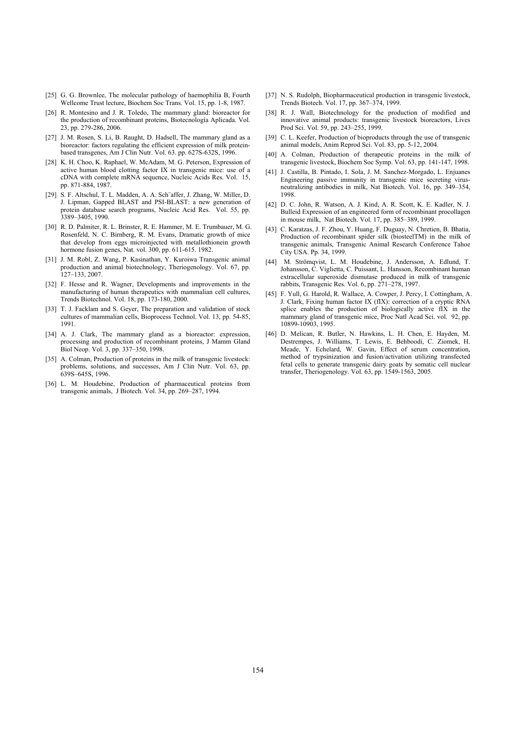[25] G. G. Brownlee, The molecular pathology of haemophilia B, Fourth Wellcome Trust lecture, Biochem Soc Trans. Vol. 15, pp. 1-8, 1987.

[26] R. Montesino and J. R. Toledo, The mammary gland: bioreactor for the production of recombinant proteins, Biotecnología Aplicada. Vol. 23, pp. 279-286, 2006.

[27] J. M. Rosen, S. Li, B. Raught, D. Hadsell, The mammary gland as a bioreactor: factors regulating the efficient expression of milk protein-based transgenes, Am J Clin Nutr. Vol. 63. pp. 627S-632S, 1996.

[28] K. H. Choo, K. Raphael, W. McAdam, M. G. Peterson, Expression of active human blood clotting factor IX in transgenic mice: use of a cDNA with complete mRNA sequence, Nucleic Acids Res. Vol. 15, pp. 871-884, 1987.

[29] S. F. Altschul, T. L. Madden, A. A. Sch¨affer, J. Zhang, W. Miller, D. J. Lipman, Gapped BLAST and PSI-BLAST: a new generation of protein database search programs, Nucleic Acid Res. Vol. 55, pp. 3389–3405, 1990.

[30] R. D. Palmiter, R. L. Brinster, R. E. Hammer, M. E. Trumbauer, M. G. Rosenfeld, N. C. Birnberg, R. M. Evans, Dramatic growth of mice that develop from eggs microinjected with metallothionein growth hormone fusion genes, Nat. vol. 300, pp. 611-615. 1982.

[31] J. M. Robl, Z. Wang, P. Kasinathan, Y. Kuroiwa Transgenic animal production and animal biotechnology, Theriogenology. Vol. 67, pp. 127–133, 2007.

[32] F. Hesse and R. Wagner, Developments and improvements in the manufacturing of human therapeutics with mammalian cell cultures, Trends Biotechnol. Vol. 18, pp. 173-180, 2000.

[33] T. J. Facklam and S. Geyer, The preparation and validation of stock cultures of mammalian cells, Bioprocess Technol. Vol. 13, pp. 54-85, 1991.

[34] A. J. Clark, The mammary gland as a bioreactor: expression, processing and production of recombinant proteins, J Mamm Gland Biol Neop. Vol. 3, pp. 337–350, 1998.

[35] A. Colman, Production of proteins in the milk of transgenic livestock: problems, solutions, and successes, Am J Clin Nutr. Vol. 63, pp. 639S–645S, 1996.

[36] L. M. Houdebine, Production of pharmaceutical proteins from transgenic animals, J Biotech. Vol. 34, pp. 269–287, 1994.

[37] N. S. Rudolph, Biopharmaceutical production in transgenic livestock, Trends Biotech. Vol. 17, pp. 367–374, 1999.

[38] R. J. Wall, Biotechnology for the production of modified and innovative animal products: transgenic livestock bioreactors, Lives Prod Sci. Vol. 59, pp. 243–255, 1999.

[39] C. L. Keefer, Production of bioproducts through the use of transgenic animal models, Anim Reprod Sci. Vol. 83, pp. 5-12, 2004.

[40] A. Colman, Production of therapeutic proteins in the milk of transgenic livestock, Biochem Soc Symp. Vol. 63, pp. 141-147, 1998.

[41] J. Castilla, B. Pintado, I. Sola, J. M. Sanchez-Morgado, L. Enjuanes Engineering passive immunity in transgenic mice secreting virus-neutralizing antibodies in milk, Nat Biotech. Vol. 16, pp. 349–354, 1998.

[42] D. C. John, R. Watson, A. J. Kind, A. R. Scott, K. E. Kadler, N. J. Bulleid Expression of an engineered form of recombinant procollagen in mouse milk, Nat Biotech. Vol. 17, pp. 385–389, 1999.

[43] C. Karatzas, J. F. Zhou, Y. Huang, F. Duguay, N. Chretien, B. Bhatia, Production of recombinant spider silk (biosteelTM) in the milk of transgenic animals, Transgenic Animal Research Conference Tahoe City USA. Pp. 34, 1999.

[44] M. Strömqvist, L. M. Houdebine, J. Andersson, A. Edlund, T. Johansson, C. Viglietta, C. Puissant, L. Hansson, Recombinant human extracellular superoxide dismutase produced in milk of transgenic rabbits, Transgenic Res. Vol. 6, pp. 271–278, 1997.

[45] F. Yull, G. Harold, R. Wallace, A. Cowper, J. Percy, I. Cottingham, A. J. Clark, Fixing human factor IX (fIX): correction of a cryptic RNA splice enables the production of biologically active fIX in the mammary gland of transgenic mice, Proc Natl Acad Sci. vol. 92, pp. 10899-10903, 1995.

[46] D. Melican, R. Butler, N. Hawkins, L. H. Chen, E. Hayden, M. Destrempes, J. Williams, T. Lewis, E. Behboodi, C. Ziomek, H. Meade, Y. Echelard, W. Gavin, Effect of serum concentration, method of trypsinization and fusion/activation utilizing transfected fetal cells to generate transgenic dairy goats by somatic cell nuclear transfer, Theriogenology. Vol. 63, pp. 1549-1563, 2005.